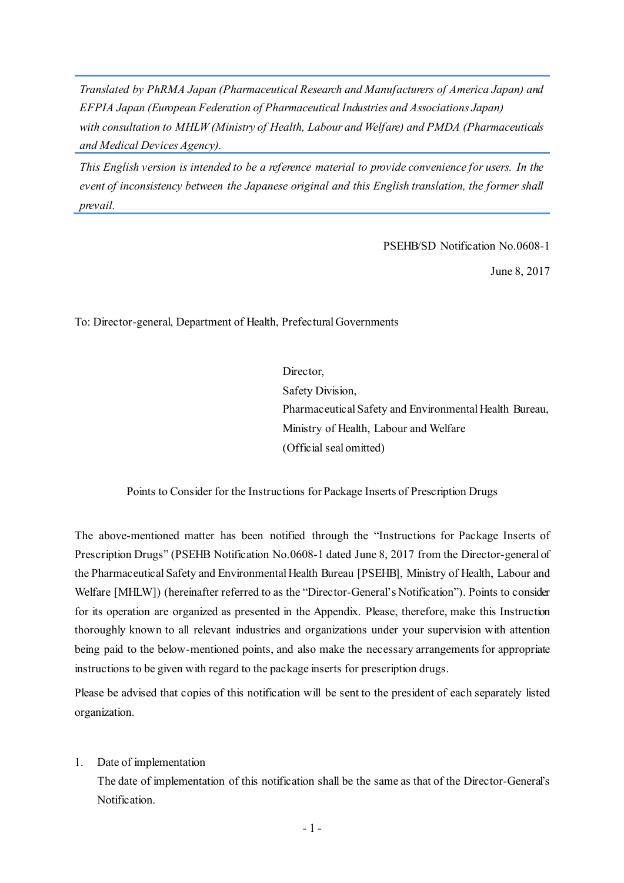*Translated by PhRMA Japan (Pharmaceutical Research and Manufacturers of America Japan) and EFPIA Japan (European Federation of Pharmaceutical Industries and Associations Japan) with consultation to MHLW (Ministry of Health, Labour and Welfare) and PMDA (Pharmaceuticals and Medical Devices Agency).*

*This English version is intended to be a reference material to provide convenience for users. In the event of inconsistency between the Japanese original and this English translation, the former shall prevail.*

PSEHB/SD Notification No.0608-1

June 8, 2017

To: Director-general, Department of Health, Prefectural Governments

Director,
Safety Division,
Pharmaceutical Safety and Environmental Health Bureau,
Ministry of Health, Labour and Welfare
(Official seal omitted)

Points to Consider for the Instructions for Package Inserts of Prescription Drugs

The above-mentioned matter has been notified through the "Instructions for Package Inserts of Prescription Drugs" (PSEHB Notification No.0608-1 dated June 8, 2017 from the Director-general of the Pharmaceutical Safety and Environmental Health Bureau [PSEHB], Ministry of Health, Labour and Welfare [MHLW]) (hereinafter referred to as the "Director-General's Notification"). Points to consider for its operation are organized as presented in the Appendix. Please, therefore, make this Instruction thoroughly known to all relevant industries and organizations under your supervision with attention being paid to the below-mentioned points, and also make the necessary arrangements for appropriate instructions to be given with regard to the package inserts for prescription drugs.

Please be advised that copies of this notification will be sent to the president of each separately listed organization.

1. Date of implementation

   The date of implementation of this notification shall be the same as that of the Director-General's Notification.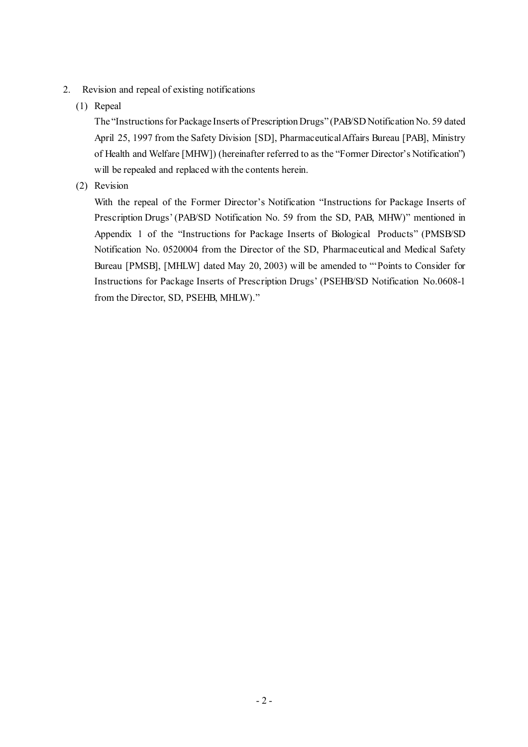2. Revision and repeal of existing notifications

(1) Repeal

The "Instructions for Package Inserts of Prescription Drugs" (PAB/SD Notification No. 59 dated April 25, 1997 from the Safety Division [SD], Pharmaceutical Affairs Bureau [PAB], Ministry of Health and Welfare [MHW]) (hereinafter referred to as the "Former Director's Notification") will be repealed and replaced with the contents herein.

(2) Revision

With the repeal of the Former Director's Notification "Instructions for Package Inserts of Prescription Drugs' (PAB/SD Notification No. 59 from the SD, PAB, MHW)" mentioned in Appendix 1 of the "Instructions for Package Inserts of Biological Products" (PMSB/SD Notification No. 0520004 from the Director of the SD, Pharmaceutical and Medical Safety Bureau [PMSB], [MHLW] dated May 20, 2003) will be amended to "'Points to Consider for Instructions for Package Inserts of Prescription Drugs' (PSEHB/SD Notification No.0608-1 from the Director, SD, PSEHB, MHLW)."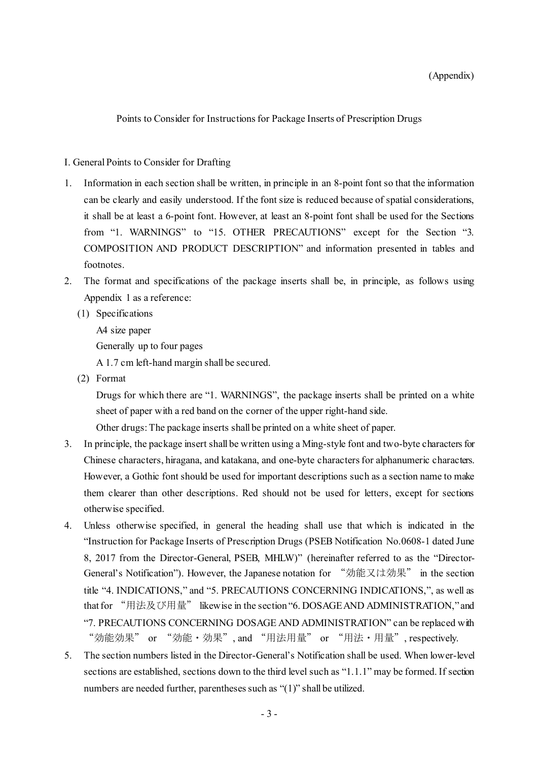(Appendix)

## Points to Consider for Instructions for Package Inserts of Prescription Drugs

### I. General Points to Consider for Drafting

1. Information in each section shall be written, in principle in an 8-point font so that the information can be clearly and easily understood. If the font size is reduced because of spatial considerations, it shall be at least a 6-point font. However, at least an 8-point font shall be used for the Sections from "1. WARNINGS" to "15. OTHER PRECAUTIONS" except for the Section "3. COMPOSITION AND PRODUCT DESCRIPTION" and information presented in tables and footnotes.
2. The format and specifications of the package inserts shall be, in principle, as follows using Appendix 1 as a reference:
   (1) Specifications
   A4 size paper
   Generally up to four pages
   A 1.7 cm left-hand margin shall be secured.
   (2) Format
   Drugs for which there are "1. WARNINGS", the package inserts shall be printed on a white sheet of paper with a red band on the corner of the upper right-hand side.
   Other drugs: The package inserts shall be printed on a white sheet of paper.
3. In principle, the package insert shall be written using a Ming-style font and two-byte characters for Chinese characters, hiragana, and katakana, and one-byte characters for alphanumeric characters. However, a Gothic font should be used for important descriptions such as a section name to make them clearer than other descriptions. Red should not be used for letters, except for sections otherwise specified.
4. Unless otherwise specified, in general the heading shall use that which is indicated in the "Instruction for Package Inserts of Prescription Drugs (PSEB Notification No.0608-1 dated June 8, 2017 from the Director-General, PSEB, MHLW)" (hereinafter referred to as the "Director-General's Notification"). However, the Japanese notation for "効能又は効果" in the section title "4. INDICATIONS," and "5. PRECAUTIONS CONCERNING INDICATIONS,", as well as that for "用法及び用量" likewise in the section "6. DOSAGE AND ADMINISTRATION," and "7. PRECAUTIONS CONCERNING DOSAGE AND ADMINISTRATION" can be replaced with "効能効果" or "効能・効果", and "用法用量" or "用法・用量", respectively.
5. The section numbers listed in the Director-General's Notification shall be used. When lower-level sections are established, sections down to the third level such as "1.1.1" may be formed. If section numbers are needed further, parentheses such as "(1)" shall be utilized.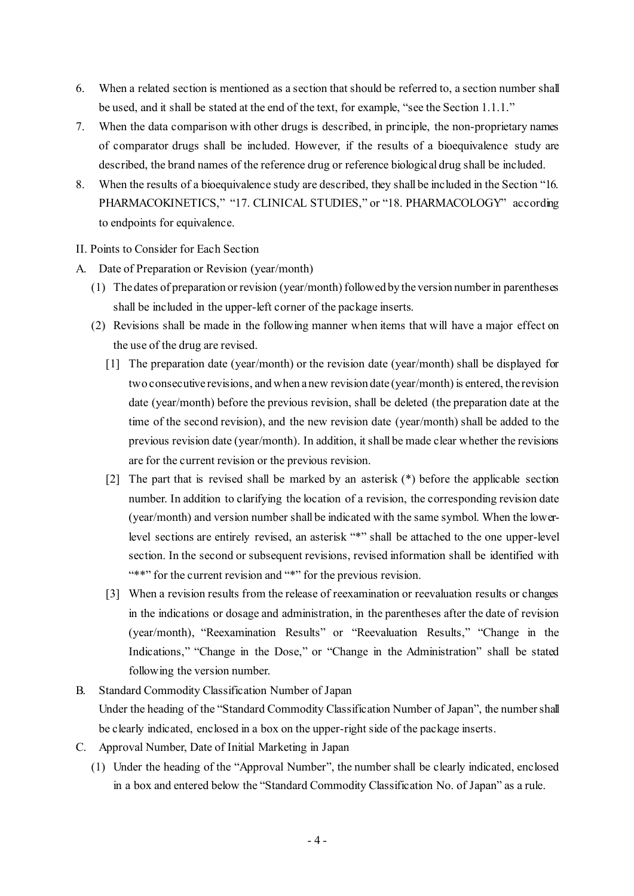6. When a related section is mentioned as a section that should be referred to, a section number shall be used, and it shall be stated at the end of the text, for example, "see the Section 1.1.1."
7. When the data comparison with other drugs is described, in principle, the non-proprietary names of comparator drugs shall be included. However, if the results of a bioequivalence study are described, the brand names of the reference drug or reference biological drug shall be included.
8. When the results of a bioequivalence study are described, they shall be included in the Section "16. PHARMACOKINETICS," "17. CLINICAL STUDIES," or "18. PHARMACOLOGY" according to endpoints for equivalence.

II. Points to Consider for Each Section

A. Date of Preparation or Revision (year/month)

(1) The dates of preparation or revision (year/month) followed by the version number in parentheses shall be included in the upper-left corner of the package inserts.

(2) Revisions shall be made in the following manner when items that will have a major effect on the use of the drug are revised.

[1] The preparation date (year/month) or the revision date (year/month) shall be displayed for two consecutive revisions, and when a new revision date (year/month) is entered, the revision date (year/month) before the previous revision, shall be deleted (the preparation date at the time of the second revision), and the new revision date (year/month) shall be added to the previous revision date (year/month). In addition, it shall be made clear whether the revisions are for the current revision or the previous revision.

[2] The part that is revised shall be marked by an asterisk (*) before the applicable section number. In addition to clarifying the location of a revision, the corresponding revision date (year/month) and version number shall be indicated with the same symbol. When the lower-level sections are entirely revised, an asterisk "*" shall be attached to the one upper-level section. In the second or subsequent revisions, revised information shall be identified with "**" for the current revision and "*" for the previous revision.

[3] When a revision results from the release of reexamination or reevaluation results or changes in the indications or dosage and administration, in the parentheses after the date of revision (year/month), "Reexamination Results" or "Reevaluation Results," "Change in the Indications," "Change in the Dose," or "Change in the Administration" shall be stated following the version number.

B. Standard Commodity Classification Number of Japan

Under the heading of the "Standard Commodity Classification Number of Japan", the number shall be clearly indicated, enclosed in a box on the upper-right side of the package inserts.

C. Approval Number, Date of Initial Marketing in Japan

(1) Under the heading of the "Approval Number", the number shall be clearly indicated, enclosed in a box and entered below the "Standard Commodity Classification No. of Japan" as a rule.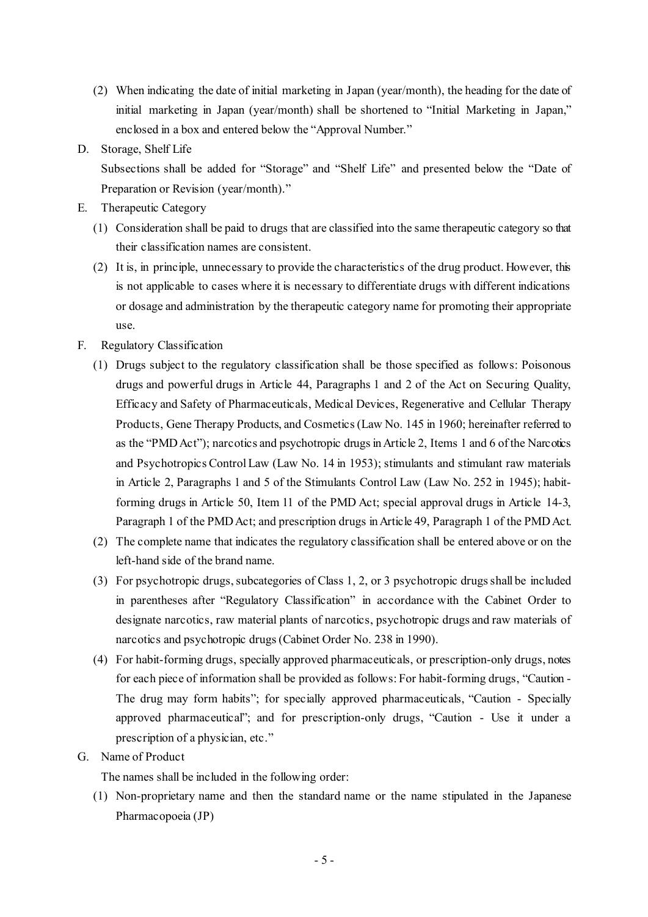(2) When indicating the date of initial marketing in Japan (year/month), the heading for the date of initial marketing in Japan (year/month) shall be shortened to "Initial Marketing in Japan," enclosed in a box and entered below the "Approval Number."

D. Storage, Shelf Life

Subsections shall be added for "Storage" and "Shelf Life" and presented below the "Date of Preparation or Revision (year/month)."

E. Therapeutic Category

(1) Consideration shall be paid to drugs that are classified into the same therapeutic category so that their classification names are consistent.

(2) It is, in principle, unnecessary to provide the characteristics of the drug product. However, this is not applicable to cases where it is necessary to differentiate drugs with different indications or dosage and administration by the therapeutic category name for promoting their appropriate use.

F. Regulatory Classification

(1) Drugs subject to the regulatory classification shall be those specified as follows: Poisonous drugs and powerful drugs in Article 44, Paragraphs 1 and 2 of the Act on Securing Quality, Efficacy and Safety of Pharmaceuticals, Medical Devices, Regenerative and Cellular Therapy Products, Gene Therapy Products, and Cosmetics (Law No. 145 in 1960; hereinafter referred to as the "PMD Act"); narcotics and psychotropic drugs in Article 2, Items 1 and 6 of the Narcotics and Psychotropics Control Law (Law No. 14 in 1953); stimulants and stimulant raw materials in Article 2, Paragraphs 1 and 5 of the Stimulants Control Law (Law No. 252 in 1945); habit-forming drugs in Article 50, Item 11 of the PMD Act; special approval drugs in Article 14-3, Paragraph 1 of the PMD Act; and prescription drugs in Article 49, Paragraph 1 of the PMD Act.

(2) The complete name that indicates the regulatory classification shall be entered above or on the left-hand side of the brand name.

(3) For psychotropic drugs, subcategories of Class 1, 2, or 3 psychotropic drugs shall be included in parentheses after "Regulatory Classification" in accordance with the Cabinet Order to designate narcotics, raw material plants of narcotics, psychotropic drugs and raw materials of narcotics and psychotropic drugs (Cabinet Order No. 238 in 1990).

(4) For habit-forming drugs, specially approved pharmaceuticals, or prescription-only drugs, notes for each piece of information shall be provided as follows: For habit-forming drugs, "Caution - The drug may form habits"; for specially approved pharmaceuticals, "Caution - Specially approved pharmaceutical"; and for prescription-only drugs, "Caution - Use it under a prescription of a physician, etc."

G. Name of Product

The names shall be included in the following order:

(1) Non-proprietary name and then the standard name or the name stipulated in the Japanese Pharmacopoeia (JP)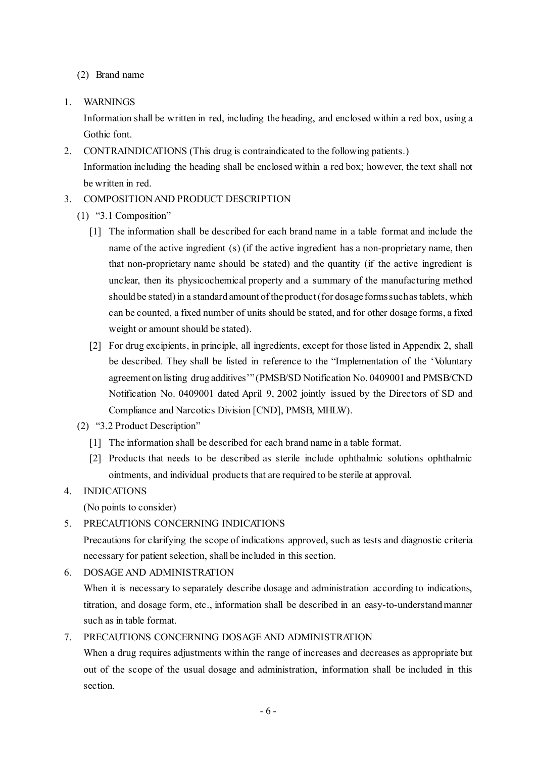(2) Brand name

1. WARNINGS

   Information shall be written in red, including the heading, and enclosed within a red box, using a Gothic font.

2. CONTRAINDICATIONS (This drug is contraindicated to the following patients.)

   Information including the heading shall be enclosed within a red box; however, the text shall not be written in red.

3. COMPOSITION AND PRODUCT DESCRIPTION

   (1) "3.1 Composition"

   [1] The information shall be described for each brand name in a table format and include the name of the active ingredient (s) (if the active ingredient has a non-proprietary name, then that non-proprietary name should be stated) and the quantity (if the active ingredient is unclear, then its physicochemical property and a summary of the manufacturing method should be stated) in a standard amount of the product (for dosage forms such as tablets, which can be counted, a fixed number of units should be stated, and for other dosage forms, a fixed weight or amount should be stated).

   [2] For drug excipients, in principle, all ingredients, except for those listed in Appendix 2, shall be described. They shall be listed in reference to the "Implementation of the 'Voluntary agreement on listing drug additives'" (PMSB/SD Notification No. 0409001 and PMSB/CND Notification No. 0409001 dated April 9, 2002 jointly issued by the Directors of SD and Compliance and Narcotics Division [CND], PMSB, MHLW).

   (2) "3.2 Product Description"

   [1] The information shall be described for each brand name in a table format.

   [2] Products that needs to be described as sterile include ophthalmic solutions ophthalmic ointments, and individual products that are required to be sterile at approval.

4. INDICATIONS

   (No points to consider)

5. PRECAUTIONS CONCERNING INDICATIONS

   Precautions for clarifying the scope of indications approved, such as tests and diagnostic criteria necessary for patient selection, shall be included in this section.

6. DOSAGE AND ADMINISTRATION

   When it is necessary to separately describe dosage and administration according to indications, titration, and dosage form, etc., information shall be described in an easy-to-understand manner such as in table format.

7. PRECAUTIONS CONCERNING DOSAGE AND ADMINISTRATION

   When a drug requires adjustments within the range of increases and decreases as appropriate but out of the scope of the usual dosage and administration, information shall be included in this section.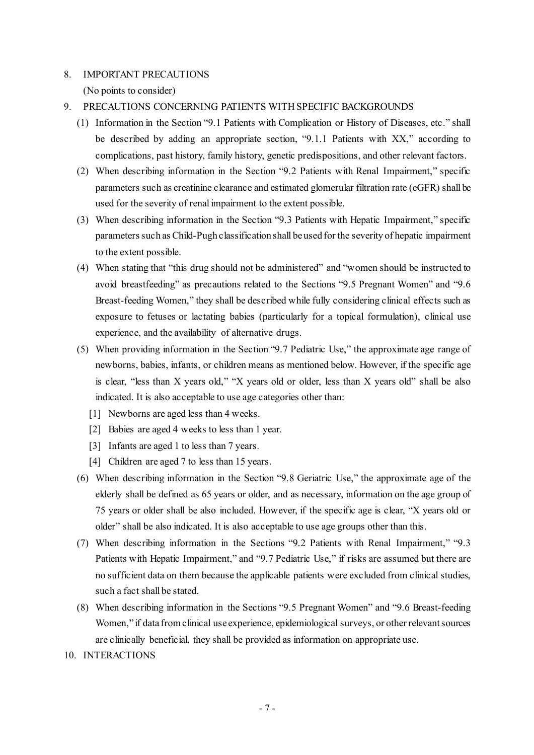## 8. IMPORTANT PRECAUTIONS

(No points to consider)

## 9. PRECAUTIONS CONCERNING PATIENTS WITH SPECIFIC BACKGROUNDS

(1) Information in the Section "9.1 Patients with Complication or History of Diseases, etc." shall be described by adding an appropriate section, "9.1.1 Patients with XX," according to complications, past history, family history, genetic predispositions, and other relevant factors.

(2) When describing information in the Section "9.2 Patients with Renal Impairment," specific parameters such as creatinine clearance and estimated glomerular filtration rate (eGFR) shall be used for the severity of renal impairment to the extent possible.

(3) When describing information in the Section "9.3 Patients with Hepatic Impairment," specific parameters such as Child-Pugh classification shall be used for the severity of hepatic impairment to the extent possible.

(4) When stating that "this drug should not be administered" and "women should be instructed to avoid breastfeeding" as precautions related to the Sections "9.5 Pregnant Women" and "9.6 Breast-feeding Women," they shall be described while fully considering clinical effects such as exposure to fetuses or lactating babies (particularly for a topical formulation), clinical use experience, and the availability of alternative drugs.

(5) When providing information in the Section "9.7 Pediatric Use," the approximate age range of newborns, babies, infants, or children means as mentioned below. However, if the specific age is clear, "less than X years old," "X years old or older, less than X years old" shall be also indicated. It is also acceptable to use age categories other than:

[1] Newborns are aged less than 4 weeks.

[2] Babies are aged 4 weeks to less than 1 year.

[3] Infants are aged 1 to less than 7 years.

[4] Children are aged 7 to less than 15 years.

(6) When describing information in the Section "9.8 Geriatric Use," the approximate age of the elderly shall be defined as 65 years or older, and as necessary, information on the age group of 75 years or older shall be also included. However, if the specific age is clear, "X years old or older" shall be also indicated. It is also acceptable to use age groups other than this.

(7) When describing information in the Sections "9.2 Patients with Renal Impairment," "9.3 Patients with Hepatic Impairment," and "9.7 Pediatric Use," if risks are assumed but there are no sufficient data on them because the applicable patients were excluded from clinical studies, such a fact shall be stated.

(8) When describing information in the Sections "9.5 Pregnant Women" and "9.6 Breast-feeding Women," if data from clinical use experience, epidemiological surveys, or other relevant sources are clinically beneficial, they shall be provided as information on appropriate use.

## 10. INTERACTIONS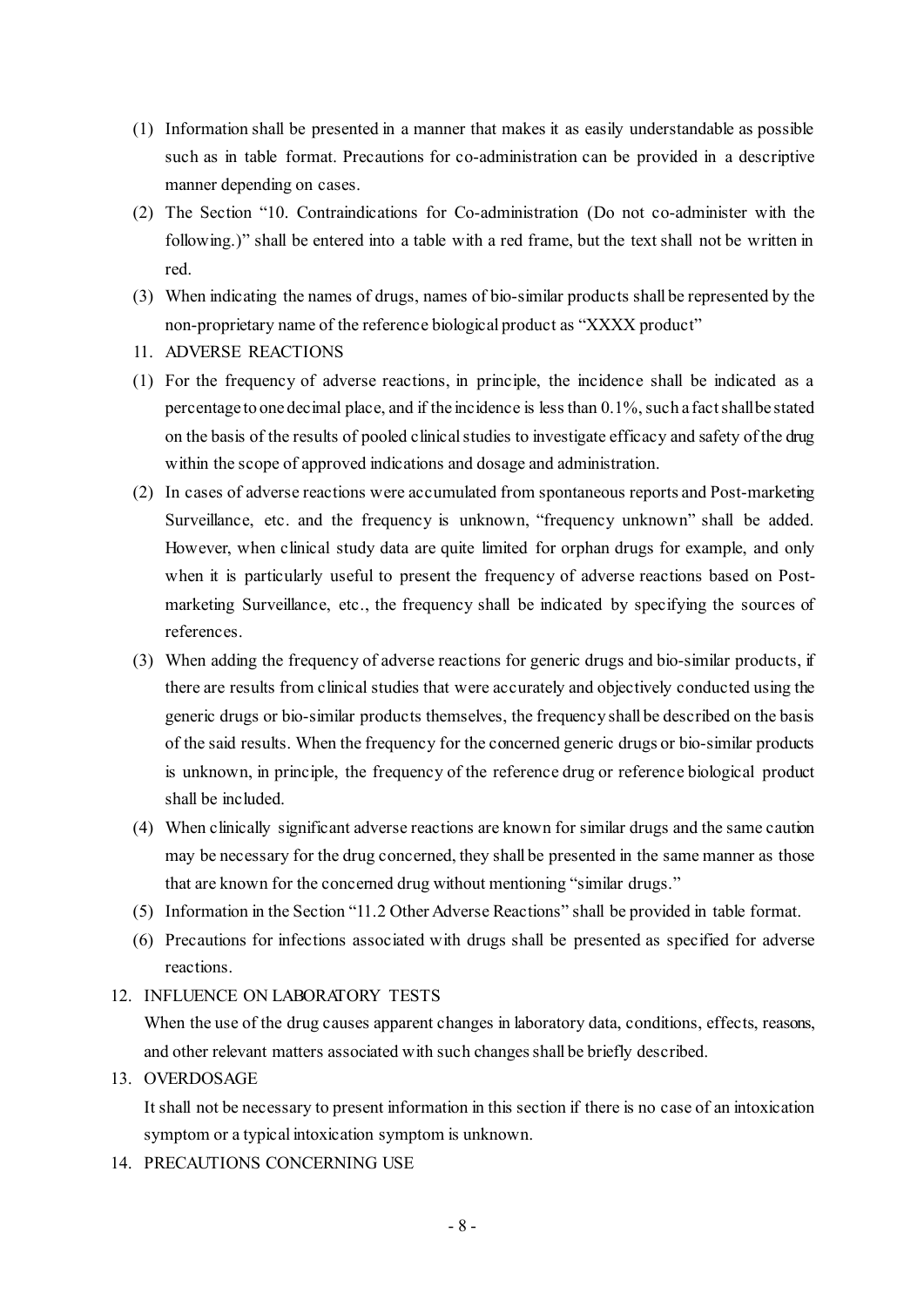(1) Information shall be presented in a manner that makes it as easily understandable as possible such as in table format. Precautions for co-administration can be provided in a descriptive manner depending on cases.

(2) The Section "10. Contraindications for Co-administration (Do not co-administer with the following.)" shall be entered into a table with a red frame, but the text shall not be written in red.

(3) When indicating the names of drugs, names of bio-similar products shall be represented by the non-proprietary name of the reference biological product as "XXXX product"

11. ADVERSE REACTIONS

(1) For the frequency of adverse reactions, in principle, the incidence shall be indicated as a percentage to one decimal place, and if the incidence is less than 0.1%, such a fact shall be stated on the basis of the results of pooled clinical studies to investigate efficacy and safety of the drug within the scope of approved indications and dosage and administration.

(2) In cases of adverse reactions were accumulated from spontaneous reports and Post-marketing Surveillance, etc. and the frequency is unknown, "frequency unknown" shall be added. However, when clinical study data are quite limited for orphan drugs for example, and only when it is particularly useful to present the frequency of adverse reactions based on Post-marketing Surveillance, etc., the frequency shall be indicated by specifying the sources of references.

(3) When adding the frequency of adverse reactions for generic drugs and bio-similar products, if there are results from clinical studies that were accurately and objectively conducted using the generic drugs or bio-similar products themselves, the frequency shall be described on the basis of the said results. When the frequency for the concerned generic drugs or bio-similar products is unknown, in principle, the frequency of the reference drug or reference biological product shall be included.

(4) When clinically significant adverse reactions are known for similar drugs and the same caution may be necessary for the drug concerned, they shall be presented in the same manner as those that are known for the concerned drug without mentioning "similar drugs."

(5) Information in the Section "11.2 Other Adverse Reactions" shall be provided in table format.

(6) Precautions for infections associated with drugs shall be presented as specified for adverse reactions.

12. INFLUENCE ON LABORATORY TESTS

When the use of the drug causes apparent changes in laboratory data, conditions, effects, reasons, and other relevant matters associated with such changes shall be briefly described.

13. OVERDOSAGE

It shall not be necessary to present information in this section if there is no case of an intoxication symptom or a typical intoxication symptom is unknown.

14. PRECAUTIONS CONCERNING USE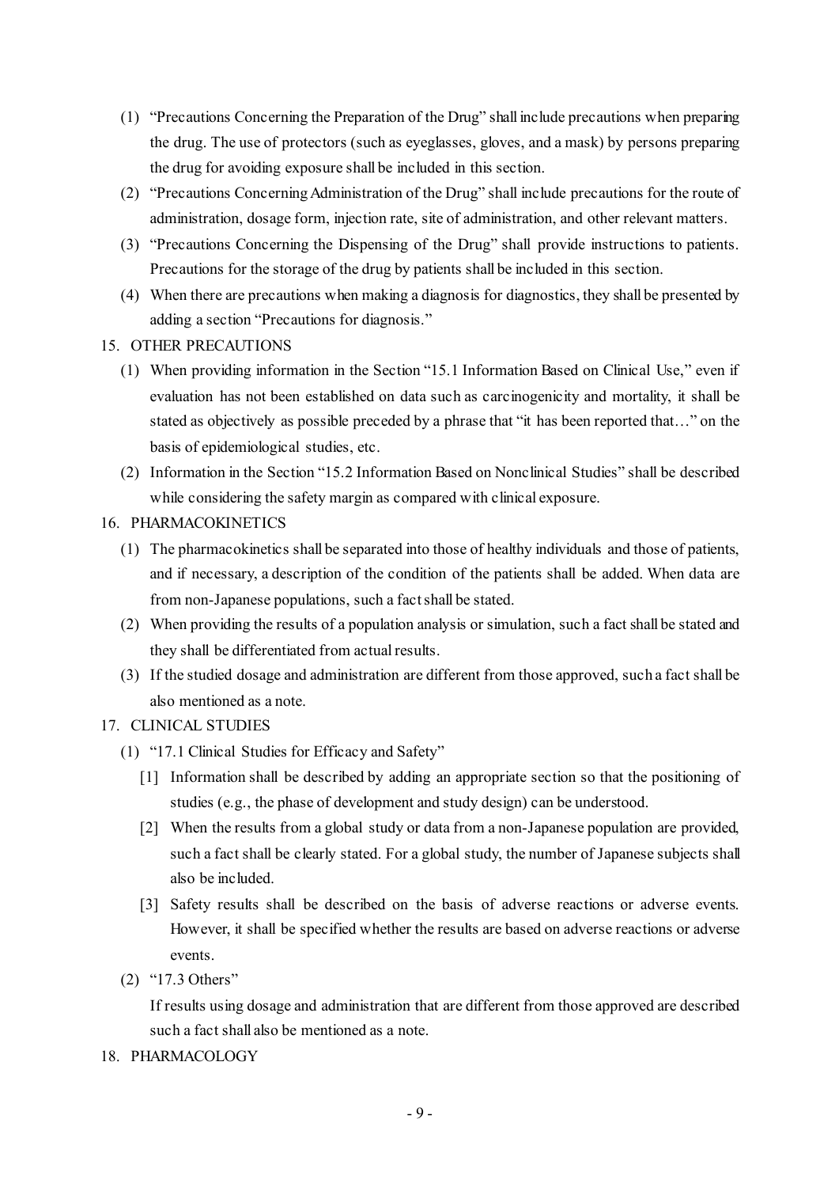(1) "Precautions Concerning the Preparation of the Drug" shall include precautions when preparing the drug. The use of protectors (such as eyeglasses, gloves, and a mask) by persons preparing the drug for avoiding exposure shall be included in this section.

(2) "Precautions Concerning Administration of the Drug" shall include precautions for the route of administration, dosage form, injection rate, site of administration, and other relevant matters.

(3) "Precautions Concerning the Dispensing of the Drug" shall provide instructions to patients. Precautions for the storage of the drug by patients shall be included in this section.

(4) When there are precautions when making a diagnosis for diagnostics, they shall be presented by adding a section "Precautions for diagnosis."

15. OTHER PRECAUTIONS

(1) When providing information in the Section "15.1 Information Based on Clinical Use," even if evaluation has not been established on data such as carcinogenicity and mortality, it shall be stated as objectively as possible preceded by a phrase that "it has been reported that…" on the basis of epidemiological studies, etc.

(2) Information in the Section "15.2 Information Based on Nonclinical Studies" shall be described while considering the safety margin as compared with clinical exposure.

16. PHARMACOKINETICS

(1) The pharmacokinetics shall be separated into those of healthy individuals and those of patients, and if necessary, a description of the condition of the patients shall be added. When data are from non-Japanese populations, such a fact shall be stated.

(2) When providing the results of a population analysis or simulation, such a fact shall be stated and they shall be differentiated from actual results.

(3) If the studied dosage and administration are different from those approved, such a fact shall be also mentioned as a note.

17. CLINICAL STUDIES

(1) "17.1 Clinical Studies for Efficacy and Safety"

[1] Information shall be described by adding an appropriate section so that the positioning of studies (e.g., the phase of development and study design) can be understood.

[2] When the results from a global study or data from a non-Japanese population are provided, such a fact shall be clearly stated. For a global study, the number of Japanese subjects shall also be included.

[3] Safety results shall be described on the basis of adverse reactions or adverse events. However, it shall be specified whether the results are based on adverse reactions or adverse events.

(2) "17.3 Others"

If results using dosage and administration that are different from those approved are described such a fact shall also be mentioned as a note.

18. PHARMACOLOGY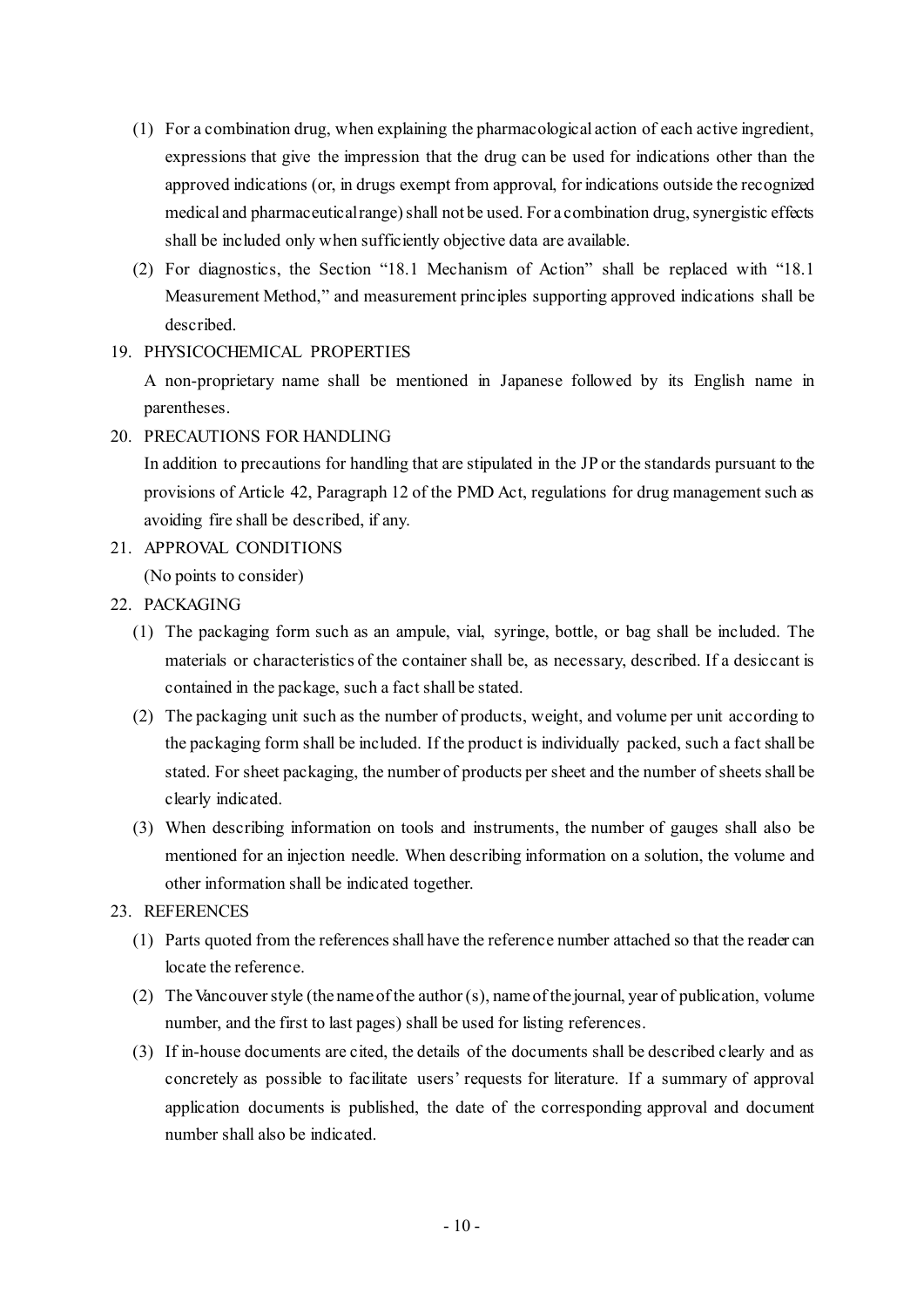(1) For a combination drug, when explaining the pharmacological action of each active ingredient, expressions that give the impression that the drug can be used for indications other than the approved indications (or, in drugs exempt from approval, for indications outside the recognized medical and pharmaceutical range) shall not be used. For a combination drug, synergistic effects shall be included only when sufficiently objective data are available.

(2) For diagnostics, the Section "18.1 Mechanism of Action" shall be replaced with "18.1 Measurement Method," and measurement principles supporting approved indications shall be described.

19. PHYSICOCHEMICAL PROPERTIES

A non-proprietary name shall be mentioned in Japanese followed by its English name in parentheses.

20. PRECAUTIONS FOR HANDLING

In addition to precautions for handling that are stipulated in the JP or the standards pursuant to the provisions of Article 42, Paragraph 12 of the PMD Act, regulations for drug management such as avoiding fire shall be described, if any.

21. APPROVAL CONDITIONS

(No points to consider)

22. PACKAGING

(1) The packaging form such as an ampule, vial, syringe, bottle, or bag shall be included. The materials or characteristics of the container shall be, as necessary, described. If a desiccant is contained in the package, such a fact shall be stated.

(2) The packaging unit such as the number of products, weight, and volume per unit according to the packaging form shall be included. If the product is individually packed, such a fact shall be stated. For sheet packaging, the number of products per sheet and the number of sheets shall be clearly indicated.

(3) When describing information on tools and instruments, the number of gauges shall also be mentioned for an injection needle. When describing information on a solution, the volume and other information shall be indicated together.

23. REFERENCES

(1) Parts quoted from the references shall have the reference number attached so that the reader can locate the reference.

(2) The Vancouver style (the name of the author (s), name of the journal, year of publication, volume number, and the first to last pages) shall be used for listing references.

(3) If in-house documents are cited, the details of the documents shall be described clearly and as concretely as possible to facilitate users' requests for literature. If a summary of approval application documents is published, the date of the corresponding approval and document number shall also be indicated.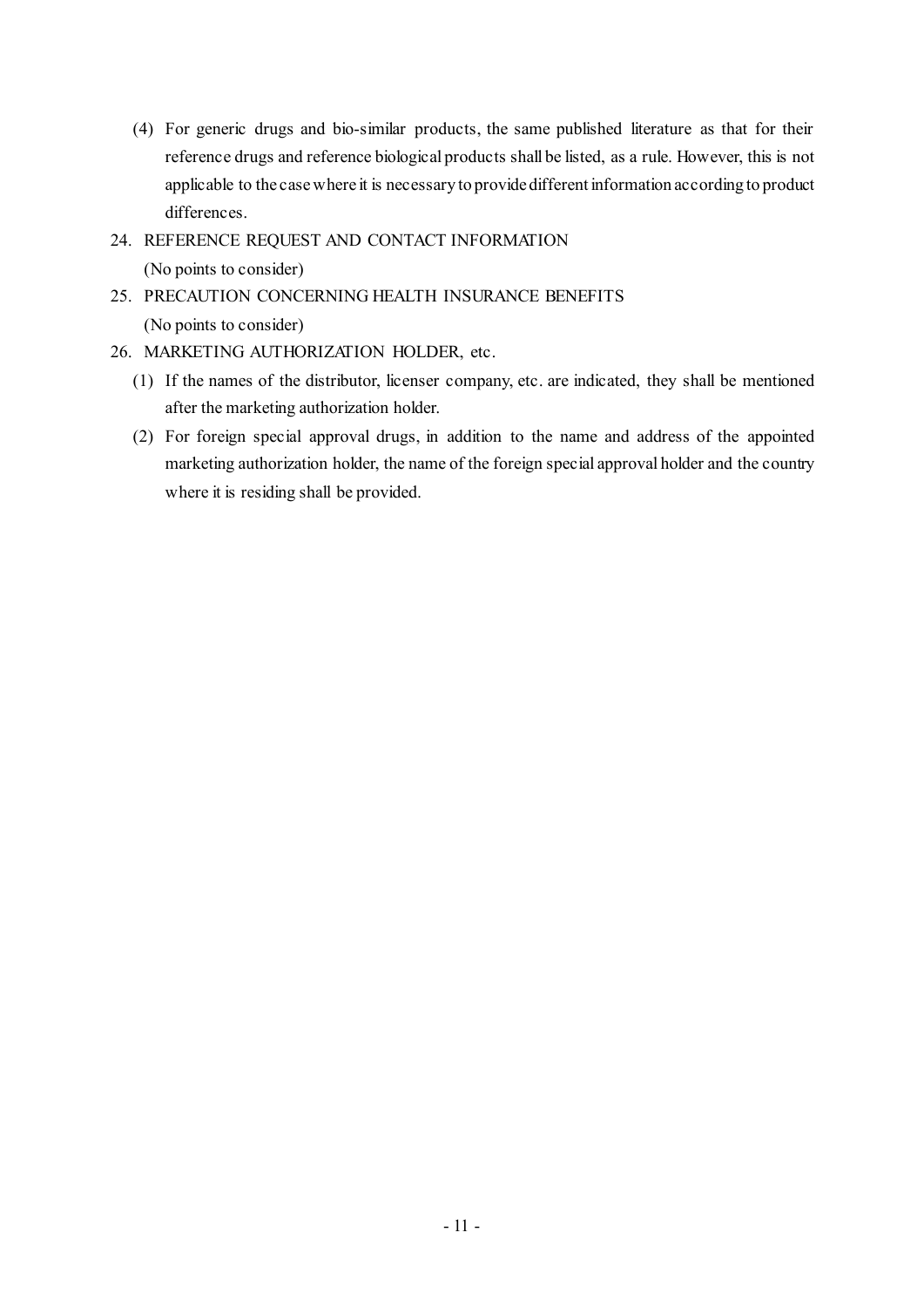(4) For generic drugs and bio-similar products, the same published literature as that for their reference drugs and reference biological products shall be listed, as a rule. However, this is not applicable to the case where it is necessary to provide different information according to product differences.

24. REFERENCE REQUEST AND CONTACT INFORMATION

    (No points to consider)

25. PRECAUTION CONCERNING HEALTH INSURANCE BENEFITS

    (No points to consider)

26. MARKETING AUTHORIZATION HOLDER, etc.

    (1) If the names of the distributor, licenser company, etc. are indicated, they shall be mentioned after the marketing authorization holder.

    (2) For foreign special approval drugs, in addition to the name and address of the appointed marketing authorization holder, the name of the foreign special approval holder and the country where it is residing shall be provided.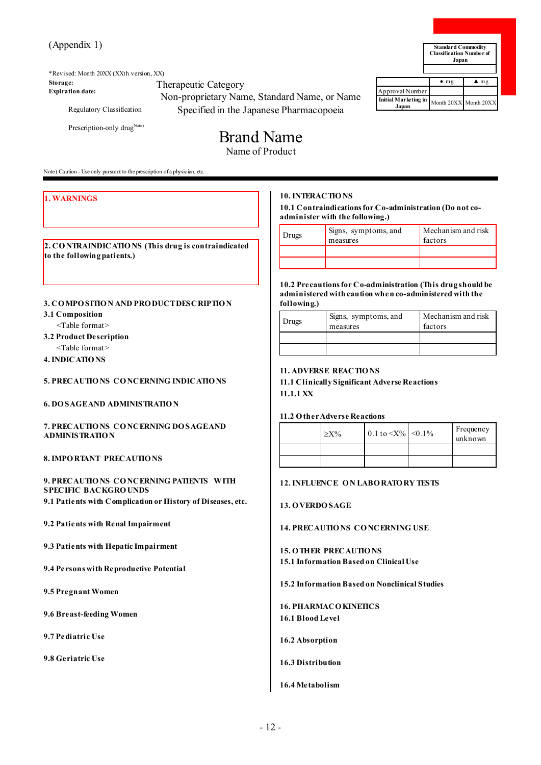(Appendix 1)

| Standard Commodity Classification Number of Japan |
|---|
| |

| | ● mg | ▲ mg |
|---|---|---|
| Approval Number | | |
| Initial Marketing in Japan | Month 20XX | Month 20XX |

*Revised: Month 20XX (XXth version, XX)

**Storage:**

**Expiration date:**

Therapeutic Category

Non-proprietary Name, Standard Name, or Name Specified in the Japanese Pharmacopoeia

Regulatory Classification

Prescription-only drug[Note)]

# Brand Name

Name of Product

Note) Caution - Use only pursuant to the prescription of a physician, etc.

## 1. WARNINGS

## 2. CONTRAINDICATIONS (This drug is contraindicated to the following patients.)

## 3. COMPOSITION AND PRODUCT DESCRIPTION

### 3.1 Composition

<Table format>

### 3.2 Product Description

<Table format>

## 4. INDICATIONS

## 5. PRECAUTIONS CONCERNING INDICATIONS

## 6. DOSAGE AND ADMINISTRATION

## 7. PRECAUTIONS CONCERNING DOSAGE AND ADMINISTRATION

## 8. IMPORTANT PRECAUTIONS

## 9. PRECAUTIONS CONCERNING PATIENTS WITH SPECIFIC BACKGROUNDS

### 9.1 Patients with Complication or History of Diseases, etc.

### 9.2 Patients with Renal Impairment

### 9.3 Patients with Hepatic Impairment

### 9.4 Persons with Reproductive Potential

### 9.5 Pregnant Women

### 9.6 Breast-feeding Women

### 9.7 Pediatric Use

### 9.8 Geriatric Use

## 10. INTERACTIONS

### 10.1 Contraindications for Co-administration (Do not co-administer with the following.)

| Drugs | Signs, symptoms, and measures | Mechanism and risk factors |
|---|---|---|
| | | |
| | | |

### 10.2 Precautions for Co-administration (This drug should be administered with caution when co-administered with the following.)

| Drugs | Signs, symptoms, and measures | Mechanism and risk factors |
|---|---|---|
| | | |
| | | |

## 11. ADVERSE REACTIONS

### 11.1 Clinically Significant Adverse Reactions

#### 11.1.1 XX

### 11.2 Other Adverse Reactions

| | ≥X% | 0.1 to <X% | <0.1% | Frequency unknown |
|---|---|---|---|---|
| | | | | |
| | | | | |

## 12. INFLUENCE ON LABORATORY TESTS

## 13. OVERDOSAGE

## 14. PRECAUTIONS CONCERNING USE

## 15. OTHER PRECAUTIONS

### 15.1 Information Based on Clinical Use

### 15.2 Information Based on Nonclinical Studies

## 16. PHARMACOKINETICS

### 16.1 Blood Level

### 16.2 Absorption

### 16.3 Distribution

### 16.4 Metabolism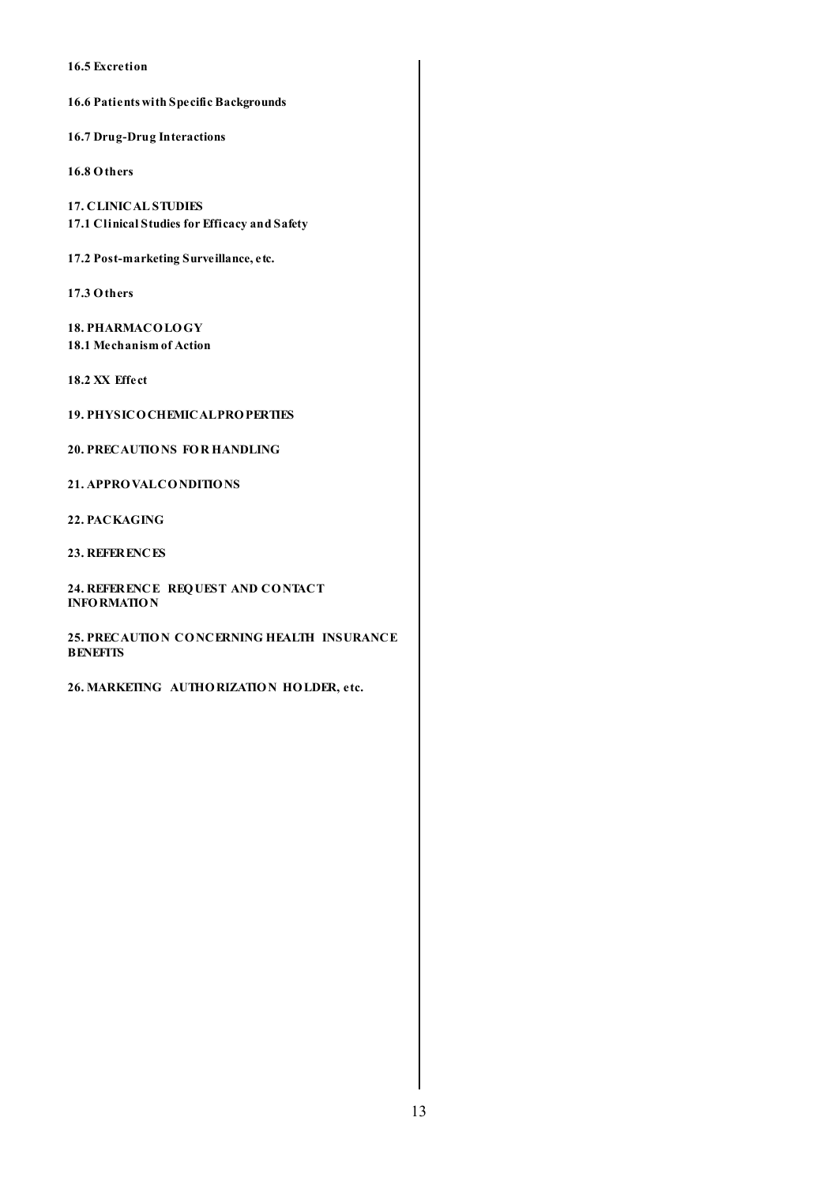**16.5 Excretion**

**16.6 Patients with Specific Backgrounds**

**16.7 Drug-Drug Interactions**

**16.8 Others**

**17. CLINICAL STUDIES**

**17.1 Clinical Studies for Efficacy and Safety**

**17.2 Post-marketing Surveillance, etc.**

**17.3 Others**

**18. PHARMACOLOGY**

**18.1 Mechanism of Action**

**18.2 XX Effect**

**19. PHYSICOCHEMICAL PROPERTIES**

**20. PRECAUTIONS FOR HANDLING**

**21. APPROVAL CONDITIONS**

**22. PACKAGING**

**23. REFERENCES**

**24. REFERENCE REQUEST AND CONTACT INFORMATION**

**25. PRECAUTION CONCERNING HEALTH INSURANCE BENEFITS**

**26. MARKETING AUTHORIZATION HOLDER, etc.**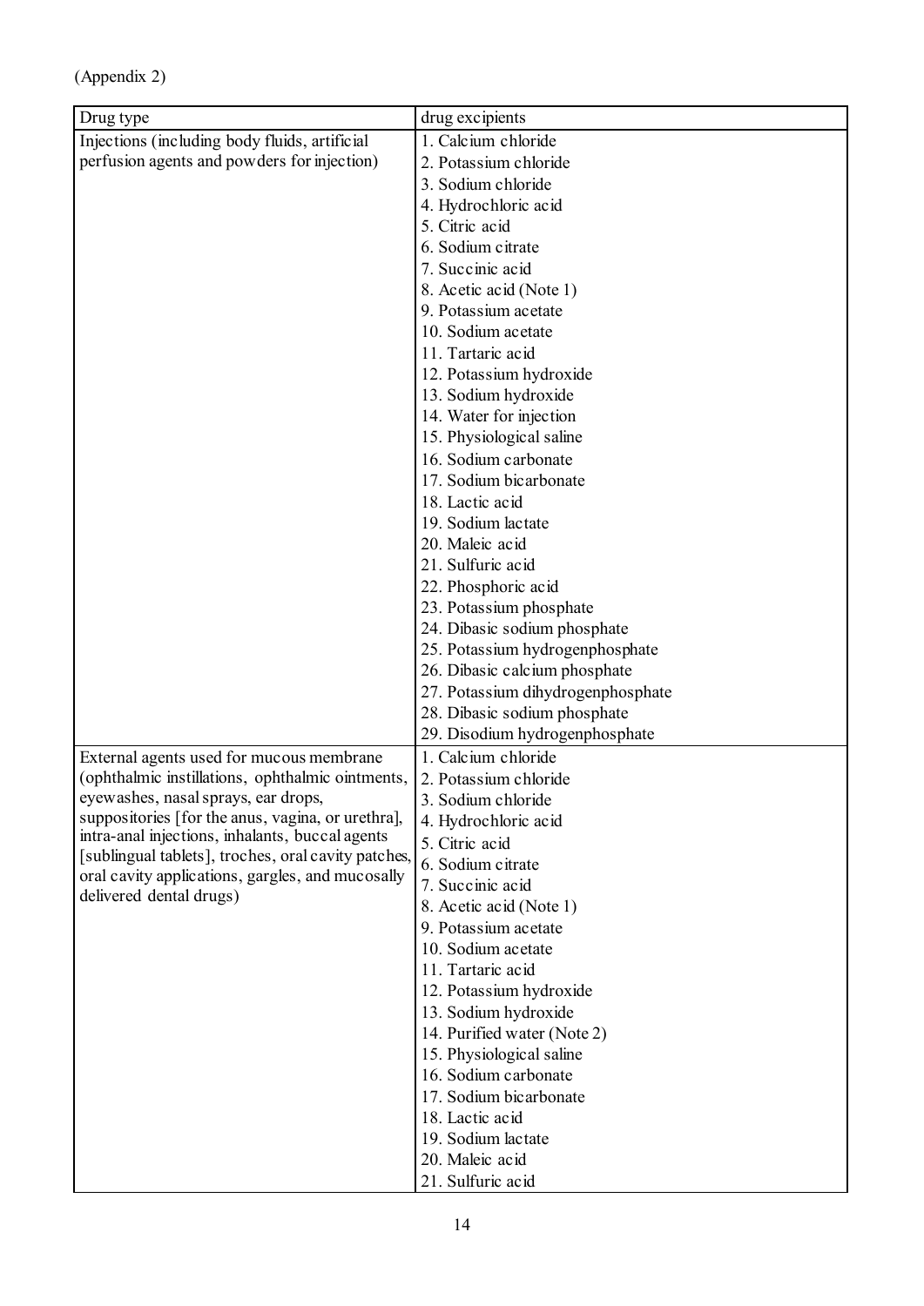(Appendix 2)

| Drug type | drug excipients |
|---|---|
| Injections (including body fluids, artificial perfusion agents and powders for injection) | 1. Calcium chloride<br>2. Potassium chloride<br>3. Sodium chloride<br>4. Hydrochloric acid<br>5. Citric acid<br>6. Sodium citrate<br>7. Succinic acid<br>8. Acetic acid (Note 1)<br>9. Potassium acetate<br>10. Sodium acetate<br>11. Tartaric acid<br>12. Potassium hydroxide<br>13. Sodium hydroxide<br>14. Water for injection<br>15. Physiological saline<br>16. Sodium carbonate<br>17. Sodium bicarbonate<br>18. Lactic acid<br>19. Sodium lactate<br>20. Maleic acid<br>21. Sulfuric acid<br>22. Phosphoric acid<br>23. Potassium phosphate<br>24. Dibasic sodium phosphate<br>25. Potassium hydrogenphosphate<br>26. Dibasic calcium phosphate<br>27. Potassium dihydrogenphosphate<br>28. Dibasic sodium phosphate<br>29. Disodium hydrogenphosphate |
| External agents used for mucous membrane (ophthalmic instillations, ophthalmic ointments, eyewashes, nasal sprays, ear drops, suppositories [for the anus, vagina, or urethra], intra-anal injections, inhalants, buccal agents [sublingual tablets], troches, oral cavity patches, oral cavity applications, gargles, and mucosally delivered dental drugs) | 1. Calcium chloride<br>2. Potassium chloride<br>3. Sodium chloride<br>4. Hydrochloric acid<br>5. Citric acid<br>6. Sodium citrate<br>7. Succinic acid<br>8. Acetic acid (Note 1)<br>9. Potassium acetate<br>10. Sodium acetate<br>11. Tartaric acid<br>12. Potassium hydroxide<br>13. Sodium hydroxide<br>14. Purified water (Note 2)<br>15. Physiological saline<br>16. Sodium carbonate<br>17. Sodium bicarbonate<br>18. Lactic acid<br>19. Sodium lactate<br>20. Maleic acid<br>21. Sulfuric acid |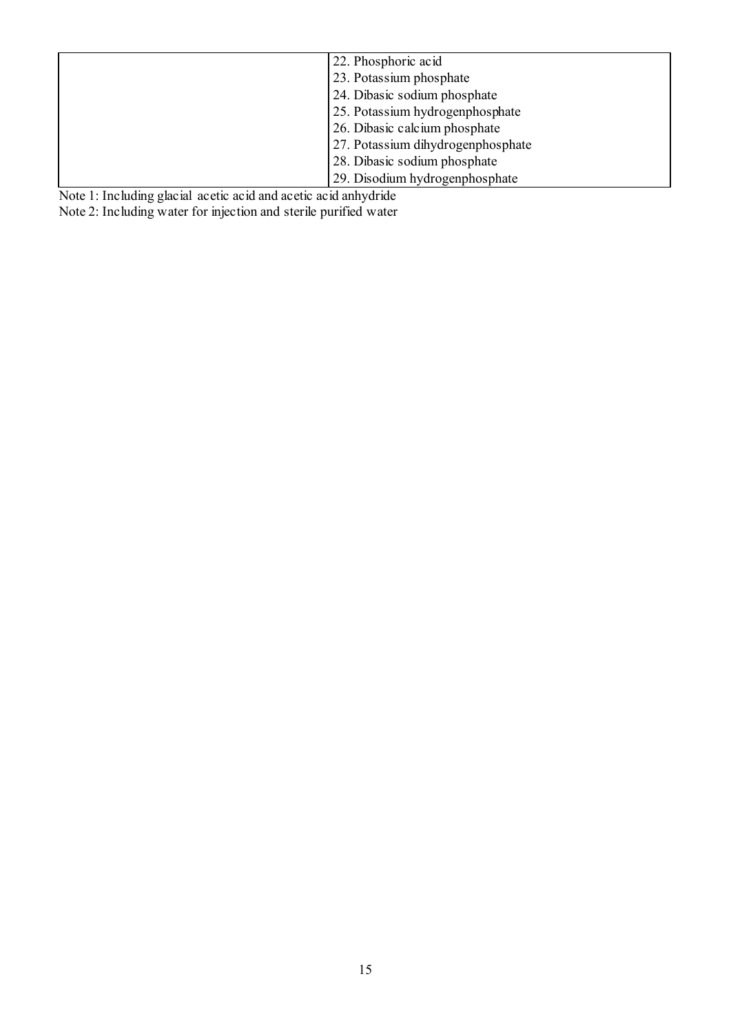| | |
|---|---|
| | 22. Phosphoric acid<br>23. Potassium phosphate<br>24. Dibasic sodium phosphate<br>25. Potassium hydrogenphosphate<br>26. Dibasic calcium phosphate<br>27. Potassium dihydrogenphosphate<br>28. Dibasic sodium phosphate<br>29. Disodium hydrogenphosphate |

Note 1: Including glacial acetic acid and acetic acid anhydride

Note 2: Including water for injection and sterile purified water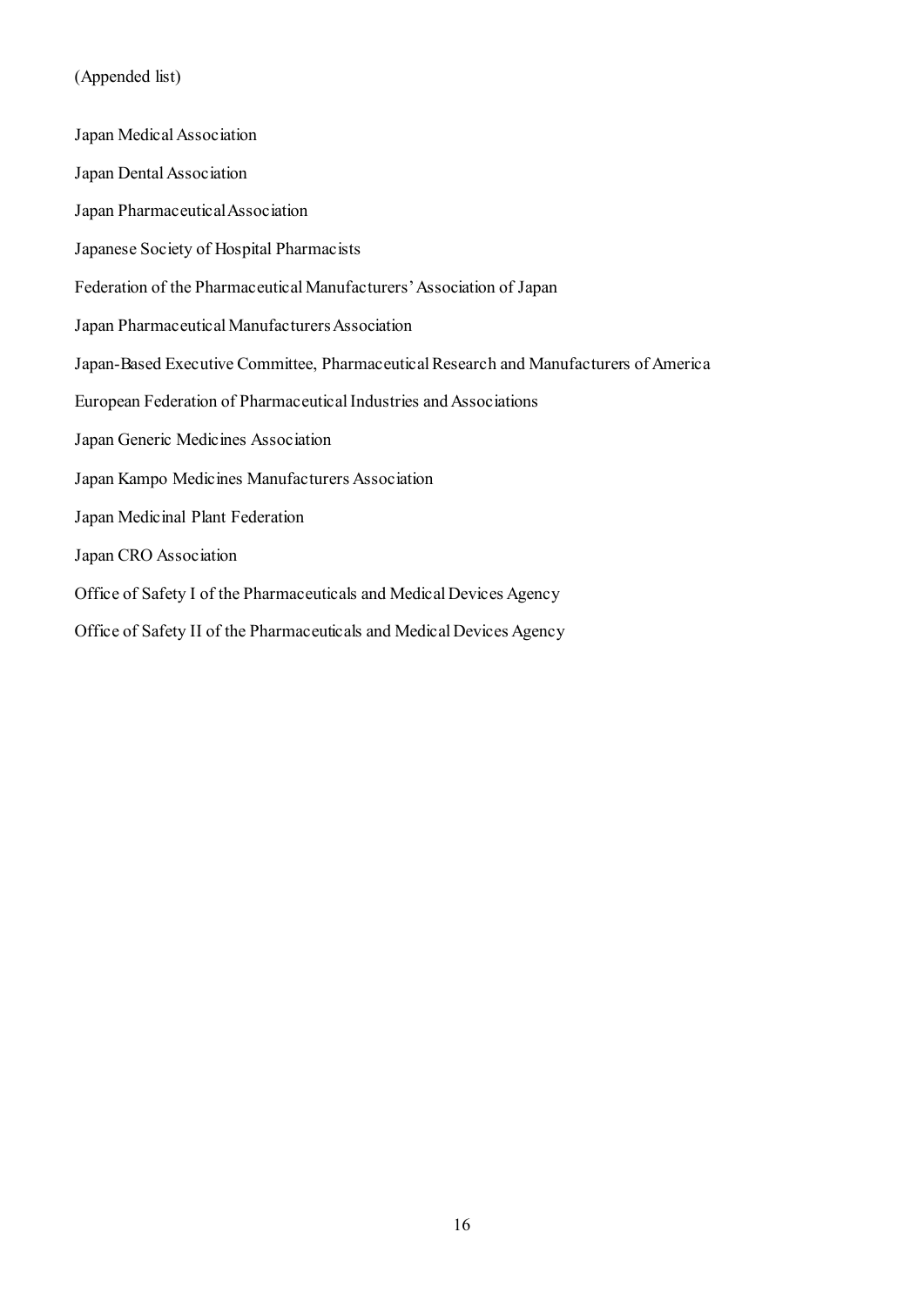(Appended list)

Japan Medical Association

Japan Dental Association

Japan Pharmaceutical Association

Japanese Society of Hospital Pharmacists

Federation of the Pharmaceutical Manufacturers' Association of Japan

Japan Pharmaceutical Manufacturers Association

Japan-Based Executive Committee, Pharmaceutical Research and Manufacturers of America

European Federation of Pharmaceutical Industries and Associations

Japan Generic Medicines Association

Japan Kampo Medicines Manufacturers Association

Japan Medicinal Plant Federation

Japan CRO Association

Office of Safety I of the Pharmaceuticals and Medical Devices Agency

Office of Safety II of the Pharmaceuticals and Medical Devices Agency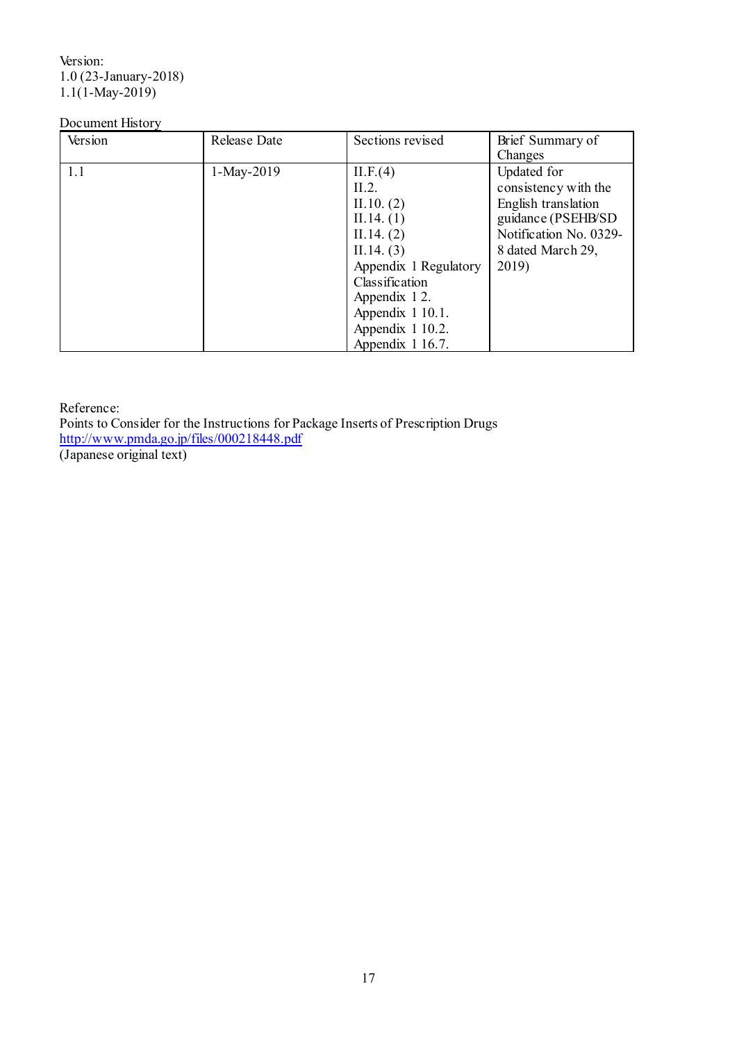Version:
1.0 (23-January-2018)
1.1(1-May-2019)

Document History

| Version | Release Date | Sections revised | Brief Summary of Changes |
|---|---|---|---|
| 1.1 | 1-May-2019 | II.F.(4)<br>II.2.<br>II.10. (2)<br>II.14. (1)<br>II.14. (2)<br>II.14. (3)<br>Appendix 1 Regulatory Classification<br>Appendix 1 2.<br>Appendix 1 10.1.<br>Appendix 1 10.2.<br>Appendix 1 16.7. | Updated for consistency with the English translation guidance (PSEHB/SD Notification No. 0329-8 dated March 29, 2019) |

Reference:
Points to Consider for the Instructions for Package Inserts of Prescription Drugs
http://www.pmda.go.jp/files/000218448.pdf
(Japanese original text)